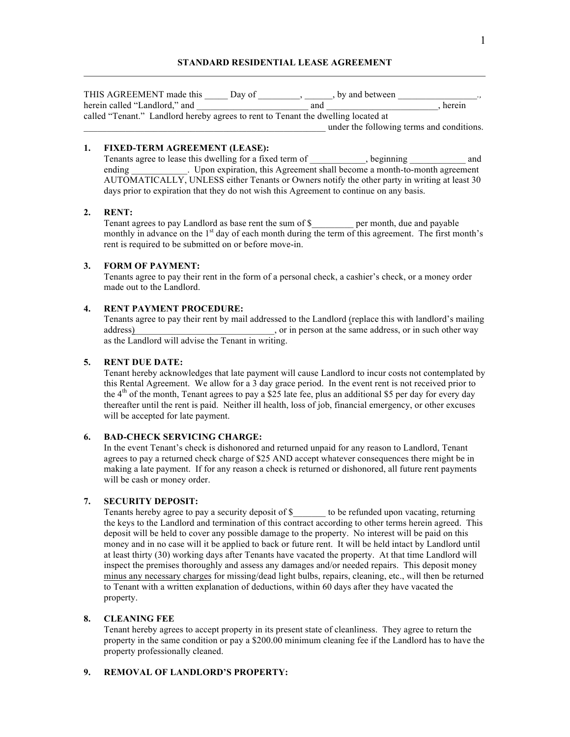# STANDARD RESIDENTIAL LEASE AGREEMENT

THIS AGREEMENT made this _____ Day of _________, ______, by and between _________________., herein called "Landlord," and ________________________ and ________________________, herein called "Tenant." Landlord hereby agrees to rent to Tenant the dwelling located at _____________________________________________________ under the following terms and conditions.

**1. FIXED-TERM AGREEMENT (LEASE):**
Tenants agree to lease this dwelling for a fixed term of ____________, beginning ____________ and ending ____________. Upon expiration, this Agreement shall become a month-to-month agreement AUTOMATICALLY, UNLESS either Tenants or Owners notify the other party in writing at least 30 days prior to expiration that they do not wish this Agreement to continue on any basis.

**2. RENT:**
Tenant agrees to pay Landlord as base rent the sum of $_________ per month, due and payable monthly in advance on the 1st day of each month during the term of this agreement. The first month's rent is required to be submitted on or before move-in.

**3. FORM OF PAYMENT:**
Tenants agree to pay their rent in the form of a personal check, a cashier's check, or a money order made out to the Landlord.

**4. RENT PAYMENT PROCEDURE:**
Tenants agree to pay their rent by mail addressed to the Landlord (replace this with landlord's mailing address)________________________________, or in person at the same address, or in such other way as the Landlord will advise the Tenant in writing.

**5. RENT DUE DATE:**
Tenant hereby acknowledges that late payment will cause Landlord to incur costs not contemplated by this Rental Agreement. We allow for a 3 day grace period. In the event rent is not received prior to the 4th of the month, Tenant agrees to pay a $25 late fee, plus an additional $5 per day for every day thereafter until the rent is paid. Neither ill health, loss of job, financial emergency, or other excuses will be accepted for late payment.

**6. BAD-CHECK SERVICING CHARGE:**
In the event Tenant's check is dishonored and returned unpaid for any reason to Landlord, Tenant agrees to pay a returned check charge of $25 AND accept whatever consequences there might be in making a late payment. If for any reason a check is returned or dishonored, all future rent payments will be cash or money order.

**7. SECURITY DEPOSIT:**
Tenants hereby agree to pay a security deposit of $_______ to be refunded upon vacating, returning the keys to the Landlord and termination of this contract according to other terms herein agreed. This deposit will be held to cover any possible damage to the property. No interest will be paid on this money and in no case will it be applied to back or future rent. It will be held intact by Landlord until at least thirty (30) working days after Tenants have vacated the property. At that time Landlord will inspect the premises thoroughly and assess any damages and/or needed repairs. This deposit money minus any necessary charges for missing/dead light bulbs, repairs, cleaning, etc., will then be returned to Tenant with a written explanation of deductions, within 60 days after they have vacated the property.

**8. CLEANING FEE**
Tenant hereby agrees to accept property in its present state of cleanliness. They agree to return the property in the same condition or pay a $200.00 minimum cleaning fee if the Landlord has to have the property professionally cleaned.

**9. REMOVAL OF LANDLORD'S PROPERTY:**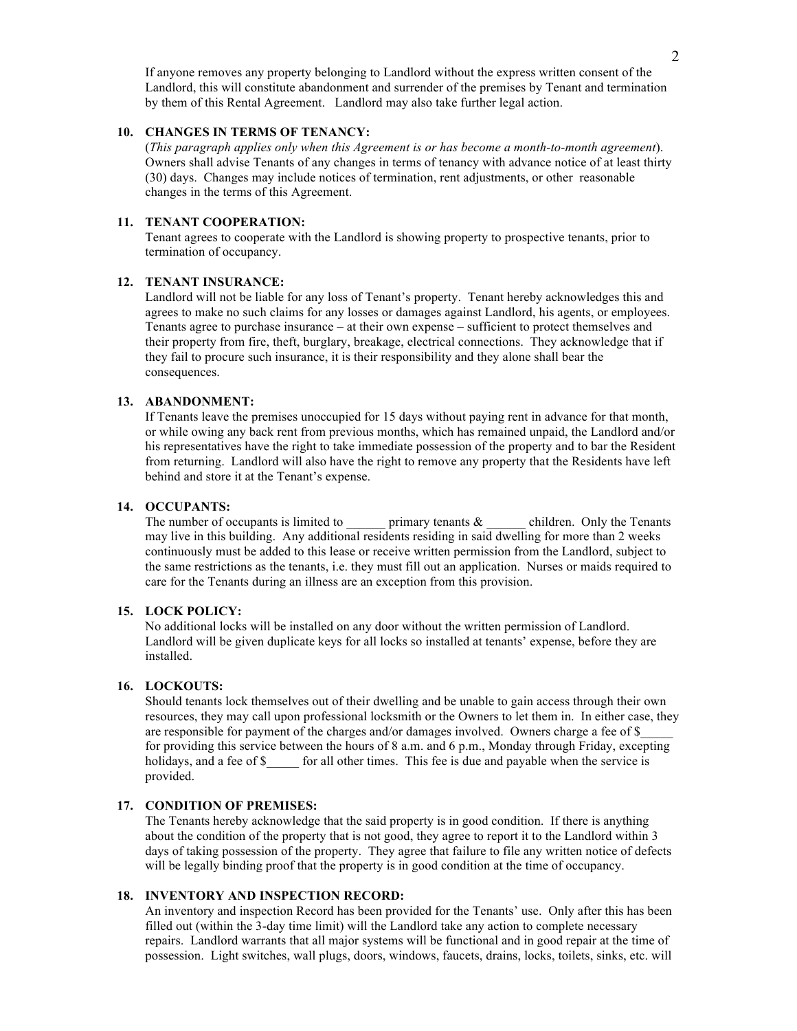If anyone removes any property belonging to Landlord without the express written consent of the Landlord, this will constitute abandonment and surrender of the premises by Tenant and termination by them of this Rental Agreement. Landlord may also take further legal action.

**10. CHANGES IN TERMS OF TENANCY:**

(*This paragraph applies only when this Agreement is or has become a month-to-month agreement*). Owners shall advise Tenants of any changes in terms of tenancy with advance notice of at least thirty (30) days. Changes may include notices of termination, rent adjustments, or other reasonable changes in the terms of this Agreement.

**11. TENANT COOPERATION:**

Tenant agrees to cooperate with the Landlord is showing property to prospective tenants, prior to termination of occupancy.

**12. TENANT INSURANCE:**

Landlord will not be liable for any loss of Tenant's property. Tenant hereby acknowledges this and agrees to make no such claims for any losses or damages against Landlord, his agents, or employees. Tenants agree to purchase insurance – at their own expense – sufficient to protect themselves and their property from fire, theft, burglary, breakage, electrical connections. They acknowledge that if they fail to procure such insurance, it is their responsibility and they alone shall bear the consequences.

**13. ABANDONMENT:**

If Tenants leave the premises unoccupied for 15 days without paying rent in advance for that month, or while owing any back rent from previous months, which has remained unpaid, the Landlord and/or his representatives have the right to take immediate possession of the property and to bar the Resident from returning. Landlord will also have the right to remove any property that the Residents have left behind and store it at the Tenant's expense.

**14. OCCUPANTS:**

The number of occupants is limited to ______ primary tenants & ______ children. Only the Tenants may live in this building. Any additional residents residing in said dwelling for more than 2 weeks continuously must be added to this lease or receive written permission from the Landlord, subject to the same restrictions as the tenants, i.e. they must fill out an application. Nurses or maids required to care for the Tenants during an illness are an exception from this provision.

**15. LOCK POLICY:**

No additional locks will be installed on any door without the written permission of Landlord. Landlord will be given duplicate keys for all locks so installed at tenants' expense, before they are installed.

**16. LOCKOUTS:**

Should tenants lock themselves out of their dwelling and be unable to gain access through their own resources, they may call upon professional locksmith or the Owners to let them in. In either case, they are responsible for payment of the charges and/or damages involved. Owners charge a fee of $_____ for providing this service between the hours of 8 a.m. and 6 p.m., Monday through Friday, excepting holidays, and a fee of $_____ for all other times. This fee is due and payable when the service is provided.

**17. CONDITION OF PREMISES:**

The Tenants hereby acknowledge that the said property is in good condition. If there is anything about the condition of the property that is not good, they agree to report it to the Landlord within 3 days of taking possession of the property. They agree that failure to file any written notice of defects will be legally binding proof that the property is in good condition at the time of occupancy.

**18. INVENTORY AND INSPECTION RECORD:**

An inventory and inspection Record has been provided for the Tenants' use. Only after this has been filled out (within the 3-day time limit) will the Landlord take any action to complete necessary repairs. Landlord warrants that all major systems will be functional and in good repair at the time of possession. Light switches, wall plugs, doors, windows, faucets, drains, locks, toilets, sinks, etc. will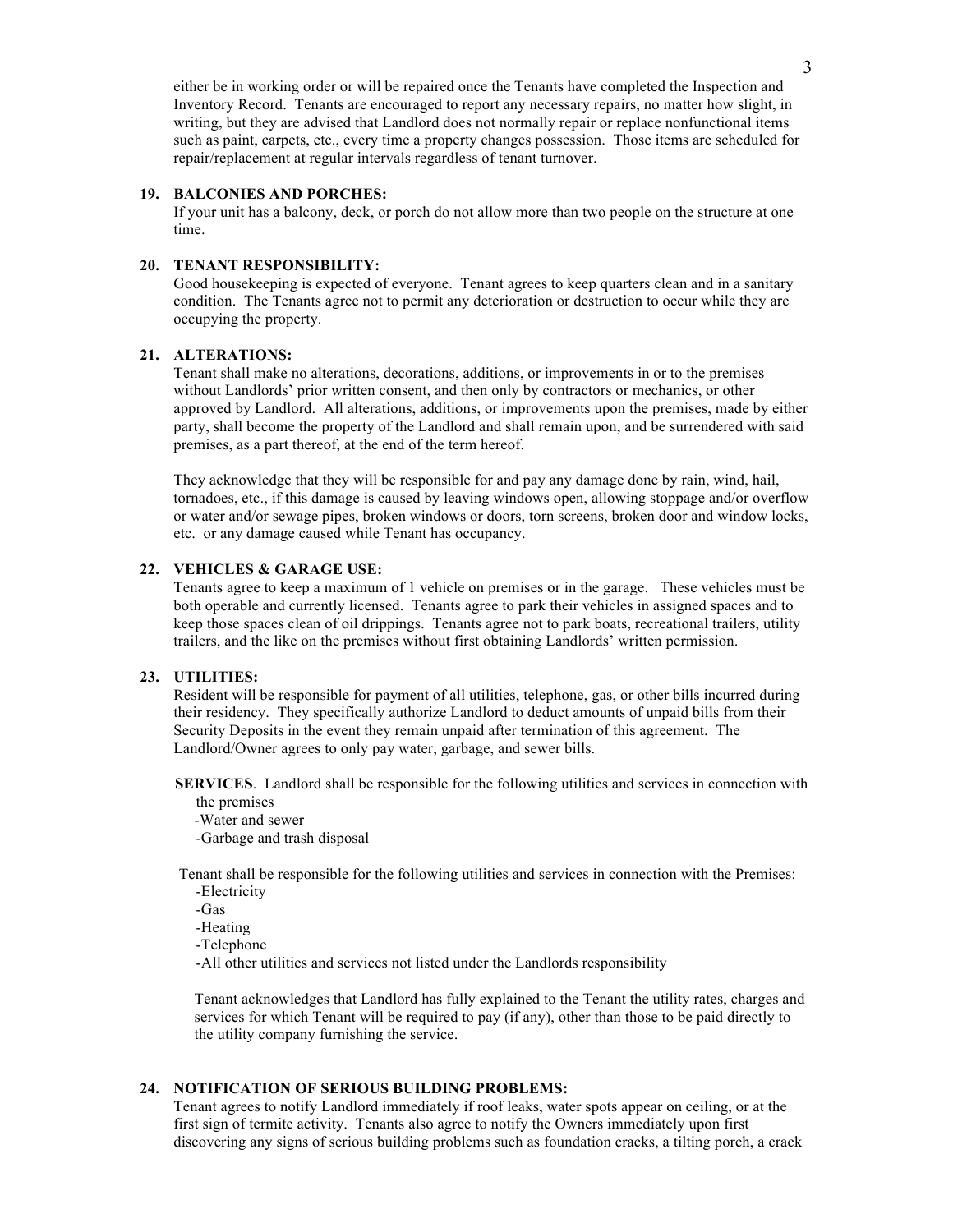either be in working order or will be repaired once the Tenants have completed the Inspection and Inventory Record. Tenants are encouraged to report any necessary repairs, no matter how slight, in writing, but they are advised that Landlord does not normally repair or replace nonfunctional items such as paint, carpets, etc., every time a property changes possession. Those items are scheduled for repair/replacement at regular intervals regardless of tenant turnover.

**19. BALCONIES AND PORCHES:**
If your unit has a balcony, deck, or porch do not allow more than two people on the structure at one time.

**20. TENANT RESPONSIBILITY:**
Good housekeeping is expected of everyone. Tenant agrees to keep quarters clean and in a sanitary condition. The Tenants agree not to permit any deterioration or destruction to occur while they are occupying the property.

**21. ALTERATIONS:**
Tenant shall make no alterations, decorations, additions, or improvements in or to the premises without Landlords' prior written consent, and then only by contractors or mechanics, or other approved by Landlord. All alterations, additions, or improvements upon the premises, made by either party, shall become the property of the Landlord and shall remain upon, and be surrendered with said premises, as a part thereof, at the end of the term hereof.

They acknowledge that they will be responsible for and pay any damage done by rain, wind, hail, tornadoes, etc., if this damage is caused by leaving windows open, allowing stoppage and/or overflow or water and/or sewage pipes, broken windows or doors, torn screens, broken door and window locks, etc. or any damage caused while Tenant has occupancy.

**22. VEHICLES & GARAGE USE:**
Tenants agree to keep a maximum of 1 vehicle on premises or in the garage. These vehicles must be both operable and currently licensed. Tenants agree to park their vehicles in assigned spaces and to keep those spaces clean of oil drippings. Tenants agree not to park boats, recreational trailers, utility trailers, and the like on the premises without first obtaining Landlords' written permission.

**23. UTILITIES:**
Resident will be responsible for payment of all utilities, telephone, gas, or other bills incurred during their residency. They specifically authorize Landlord to deduct amounts of unpaid bills from their Security Deposits in the event they remain unpaid after termination of this agreement. The Landlord/Owner agrees to only pay water, garbage, and sewer bills.

**SERVICES**. Landlord shall be responsible for the following utilities and services in connection with the premises
-Water and sewer
-Garbage and trash disposal

Tenant shall be responsible for the following utilities and services in connection with the Premises:
-Electricity
-Gas
-Heating
-Telephone
-All other utilities and services not listed under the Landlords responsibility

Tenant acknowledges that Landlord has fully explained to the Tenant the utility rates, charges and services for which Tenant will be required to pay (if any), other than those to be paid directly to the utility company furnishing the service.

**24. NOTIFICATION OF SERIOUS BUILDING PROBLEMS:**
Tenant agrees to notify Landlord immediately if roof leaks, water spots appear on ceiling, or at the first sign of termite activity. Tenants also agree to notify the Owners immediately upon first discovering any signs of serious building problems such as foundation cracks, a tilting porch, a crack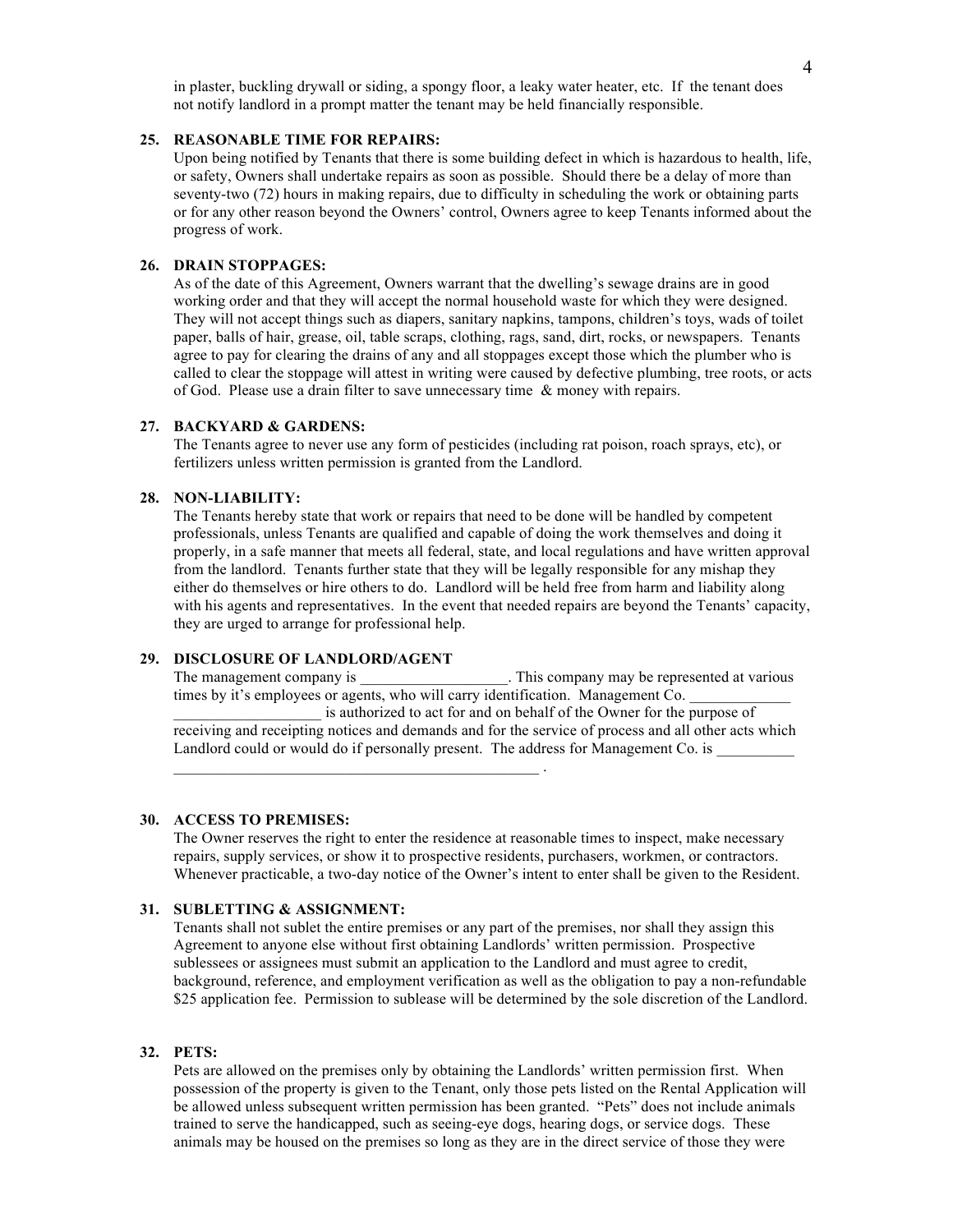in plaster, buckling drywall or siding, a spongy floor, a leaky water heater, etc. If the tenant does not notify landlord in a prompt matter the tenant may be held financially responsible.

**25. REASONABLE TIME FOR REPAIRS:**

Upon being notified by Tenants that there is some building defect in which is hazardous to health, life, or safety, Owners shall undertake repairs as soon as possible. Should there be a delay of more than seventy-two (72) hours in making repairs, due to difficulty in scheduling the work or obtaining parts or for any other reason beyond the Owners' control, Owners agree to keep Tenants informed about the progress of work.

**26. DRAIN STOPPAGES:**

As of the date of this Agreement, Owners warrant that the dwelling's sewage drains are in good working order and that they will accept the normal household waste for which they were designed. They will not accept things such as diapers, sanitary napkins, tampons, children's toys, wads of toilet paper, balls of hair, grease, oil, table scraps, clothing, rags, sand, dirt, rocks, or newspapers. Tenants agree to pay for clearing the drains of any and all stoppages except those which the plumber who is called to clear the stoppage will attest in writing were caused by defective plumbing, tree roots, or acts of God. Please use a drain filter to save unnecessary time & money with repairs.

**27. BACKYARD & GARDENS:**

The Tenants agree to never use any form of pesticides (including rat poison, roach sprays, etc), or fertilizers unless written permission is granted from the Landlord.

**28. NON-LIABILITY:**

The Tenants hereby state that work or repairs that need to be done will be handled by competent professionals, unless Tenants are qualified and capable of doing the work themselves and doing it properly, in a safe manner that meets all federal, state, and local regulations and have written approval from the landlord. Tenants further state that they will be legally responsible for any mishap they either do themselves or hire others to do. Landlord will be held free from harm and liability along with his agents and representatives. In the event that needed repairs are beyond the Tenants' capacity, they are urged to arrange for professional help.

**29. DISCLOSURE OF LANDLORD/AGENT**

The management company is ___________________. This company may be represented at various times by it's employees or agents, who will carry identification. Management Co. _____________ ___________________ is authorized to act for and on behalf of the Owner for the purpose of receiving and receipting notices and demands and for the service of process and all other acts which Landlord could or would do if personally present. The address for Management Co. is __________ ________________________________________________ .

**30. ACCESS TO PREMISES:**

The Owner reserves the right to enter the residence at reasonable times to inspect, make necessary repairs, supply services, or show it to prospective residents, purchasers, workmen, or contractors. Whenever practicable, a two-day notice of the Owner's intent to enter shall be given to the Resident.

**31. SUBLETTING & ASSIGNMENT:**

Tenants shall not sublet the entire premises or any part of the premises, nor shall they assign this Agreement to anyone else without first obtaining Landlords' written permission. Prospective sublessees or assignees must submit an application to the Landlord and must agree to credit, background, reference, and employment verification as well as the obligation to pay a non-refundable $25 application fee. Permission to sublease will be determined by the sole discretion of the Landlord.

**32. PETS:**

Pets are allowed on the premises only by obtaining the Landlords' written permission first. When possession of the property is given to the Tenant, only those pets listed on the Rental Application will be allowed unless subsequent written permission has been granted. "Pets" does not include animals trained to serve the handicapped, such as seeing-eye dogs, hearing dogs, or service dogs. These animals may be housed on the premises so long as they are in the direct service of those they were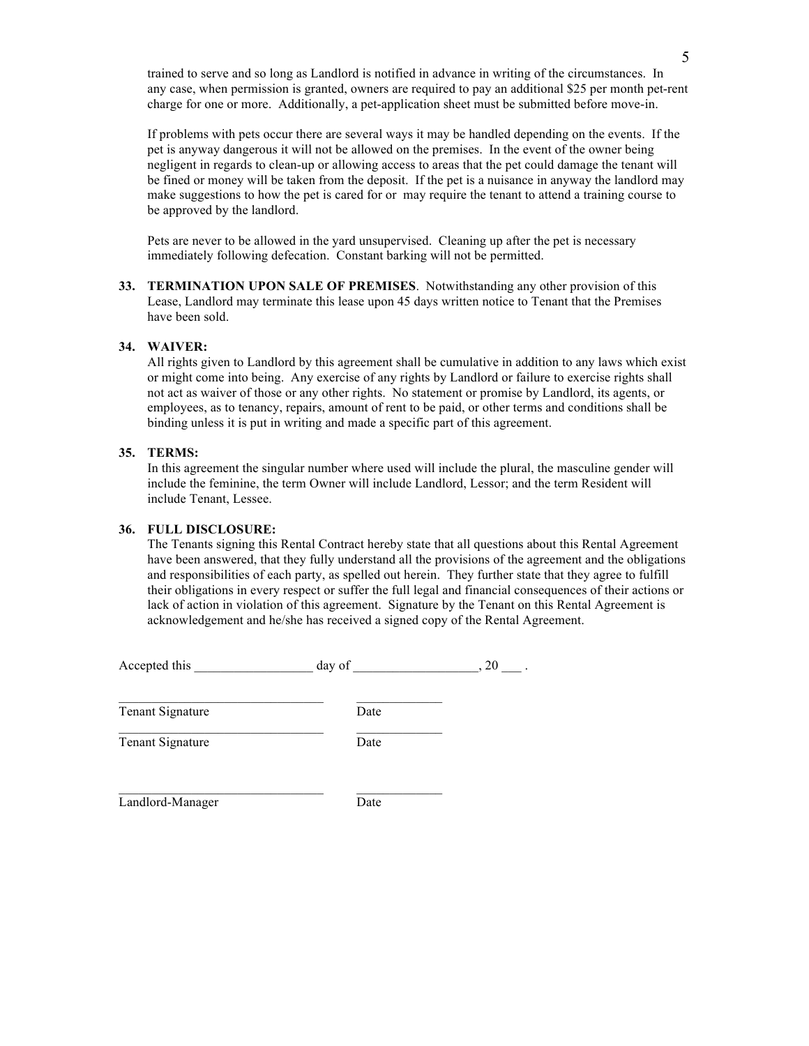trained to serve and so long as Landlord is notified in advance in writing of the circumstances. In any case, when permission is granted, owners are required to pay an additional $25 per month pet-rent charge for one or more. Additionally, a pet-application sheet must be submitted before move-in.

If problems with pets occur there are several ways it may be handled depending on the events. If the pet is anyway dangerous it will not be allowed on the premises. In the event of the owner being negligent in regards to clean-up or allowing access to areas that the pet could damage the tenant will be fined or money will be taken from the deposit. If the pet is a nuisance in anyway the landlord may make suggestions to how the pet is cared for or may require the tenant to attend a training course to be approved by the landlord.

Pets are never to be allowed in the yard unsupervised. Cleaning up after the pet is necessary immediately following defecation. Constant barking will not be permitted.

**33. TERMINATION UPON SALE OF PREMISES**. Notwithstanding any other provision of this Lease, Landlord may terminate this lease upon 45 days written notice to Tenant that the Premises have been sold.

**34. WAIVER:**

All rights given to Landlord by this agreement shall be cumulative in addition to any laws which exist or might come into being. Any exercise of any rights by Landlord or failure to exercise rights shall not act as waiver of those or any other rights. No statement or promise by Landlord, its agents, or employees, as to tenancy, repairs, amount of rent to be paid, or other terms and conditions shall be binding unless it is put in writing and made a specific part of this agreement.

**35. TERMS:**

In this agreement the singular number where used will include the plural, the masculine gender will include the feminine, the term Owner will include Landlord, Lessor; and the term Resident will include Tenant, Lessee.

**36. FULL DISCLOSURE:**

The Tenants signing this Rental Contract hereby state that all questions about this Rental Agreement have been answered, that they fully understand all the provisions of the agreement and the obligations and responsibilities of each party, as spelled out herein. They further state that they agree to fulfill their obligations in every respect or suffer the full legal and financial consequences of their actions or lack of action in violation of this agreement. Signature by the Tenant on this Rental Agreement is acknowledgement and he/she has received a signed copy of the Rental Agreement.

Accepted this __________________ day of ___________________, 20 ___ .

_______________________________ _____________

Tenant Signature Date

_______________________________ _____________

Tenant Signature Date

_______________________________ _____________

Landlord-Manager Date